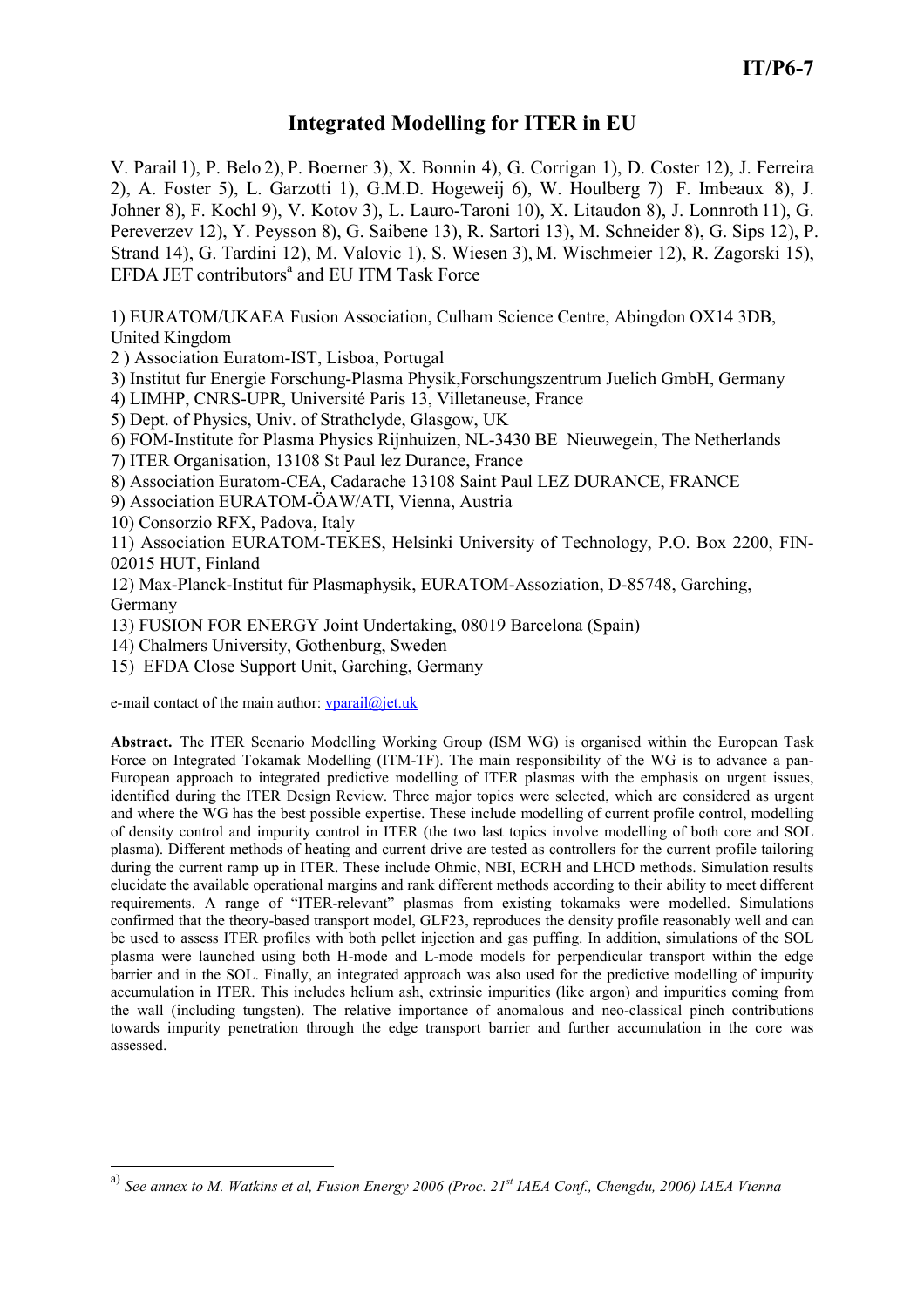IT/P6-7

# Integrated Modelling for ITER in EU

V. Parail 1), P. Belo 2), P. Boerner 3), X. Bonnin 4), G. Corrigan 1), D. Coster 12), J. Ferreira 2), A. Foster 5), L. Garzotti 1), G.M.D. Hogeweij 6), W. Houlberg 7) F. Imbeaux 8), J. Johner 8), F. Kochl 9), V. Kotov 3), L. Lauro-Taroni 10), X. Litaudon 8), J. Lonnroth 11), G. Pereverzev 12), Y. Peysson 8), G. Saibene 13), R. Sartori 13), M. Schneider 8), G. Sips 12), P. Strand 14), G. Tardini 12), M. Valovic 1), S. Wiesen 3), M. Wischmeier 12), R. Zagorski 15), EFDA JET contributors[a] and EU ITM Task Force

1) EURATOM/UKAEA Fusion Association, Culham Science Centre, Abingdon OX14 3DB, United Kingdom
2 ) Association Euratom-IST, Lisboa, Portugal
3) Institut fur Energie Forschung-Plasma Physik,Forschungszentrum Juelich GmbH, Germany
4) LIMHP, CNRS-UPR, Université Paris 13, Villetaneuse, France
5) Dept. of Physics, Univ. of Strathclyde, Glasgow, UK
6) FOM-Institute for Plasma Physics Rijnhuizen, NL-3430 BE Nieuwegein, The Netherlands
7) ITER Organisation, 13108 St Paul lez Durance, France
8) Association Euratom-CEA, Cadarache 13108 Saint Paul LEZ DURANCE, FRANCE
9) Association EURATOM-ÖAW/ATI, Vienna, Austria
10) Consorzio RFX, Padova, Italy
11) Association EURATOM-TEKES, Helsinki University of Technology, P.O. Box 2200, FIN-02015 HUT, Finland
12) Max-Planck-Institut für Plasmaphysik, EURATOM-Assoziation, D-85748, Garching, Germany
13) FUSION FOR ENERGY Joint Undertaking, 08019 Barcelona (Spain)
14) Chalmers University, Gothenburg, Sweden
15) EFDA Close Support Unit, Garching, Germany

e-mail contact of the main author: vparail@jet.uk

**Abstract.** The ITER Scenario Modelling Working Group (ISM WG) is organised within the European Task Force on Integrated Tokamak Modelling (ITM-TF). The main responsibility of the WG is to advance a pan-European approach to integrated predictive modelling of ITER plasmas with the emphasis on urgent issues, identified during the ITER Design Review. Three major topics were selected, which are considered as urgent and where the WG has the best possible expertise. These include modelling of current profile control, modelling of density control and impurity control in ITER (the two last topics involve modelling of both core and SOL plasma). Different methods of heating and current drive are tested as controllers for the current profile tailoring during the current ramp up in ITER. These include Ohmic, NBI, ECRH and LHCD methods. Simulation results elucidate the available operational margins and rank different methods according to their ability to meet different requirements. A range of "ITER-relevant" plasmas from existing tokamaks were modelled. Simulations confirmed that the theory-based transport model, GLF23, reproduces the density profile reasonably well and can be used to assess ITER profiles with both pellet injection and gas puffing. In addition, simulations of the SOL plasma were launched using both H-mode and L-mode models for perpendicular transport within the edge barrier and in the SOL. Finally, an integrated approach was also used for the predictive modelling of impurity accumulation in ITER. This includes helium ash, extrinsic impurities (like argon) and impurities coming from the wall (including tungsten). The relative importance of anomalous and neo-classical pinch contributions towards impurity penetration through the edge transport barrier and further accumulation in the core was assessed.

[a] *See annex to M. Watkins et al, Fusion Energy 2006 (Proc. 21st IAEA Conf., Chengdu, 2006) IAEA Vienna*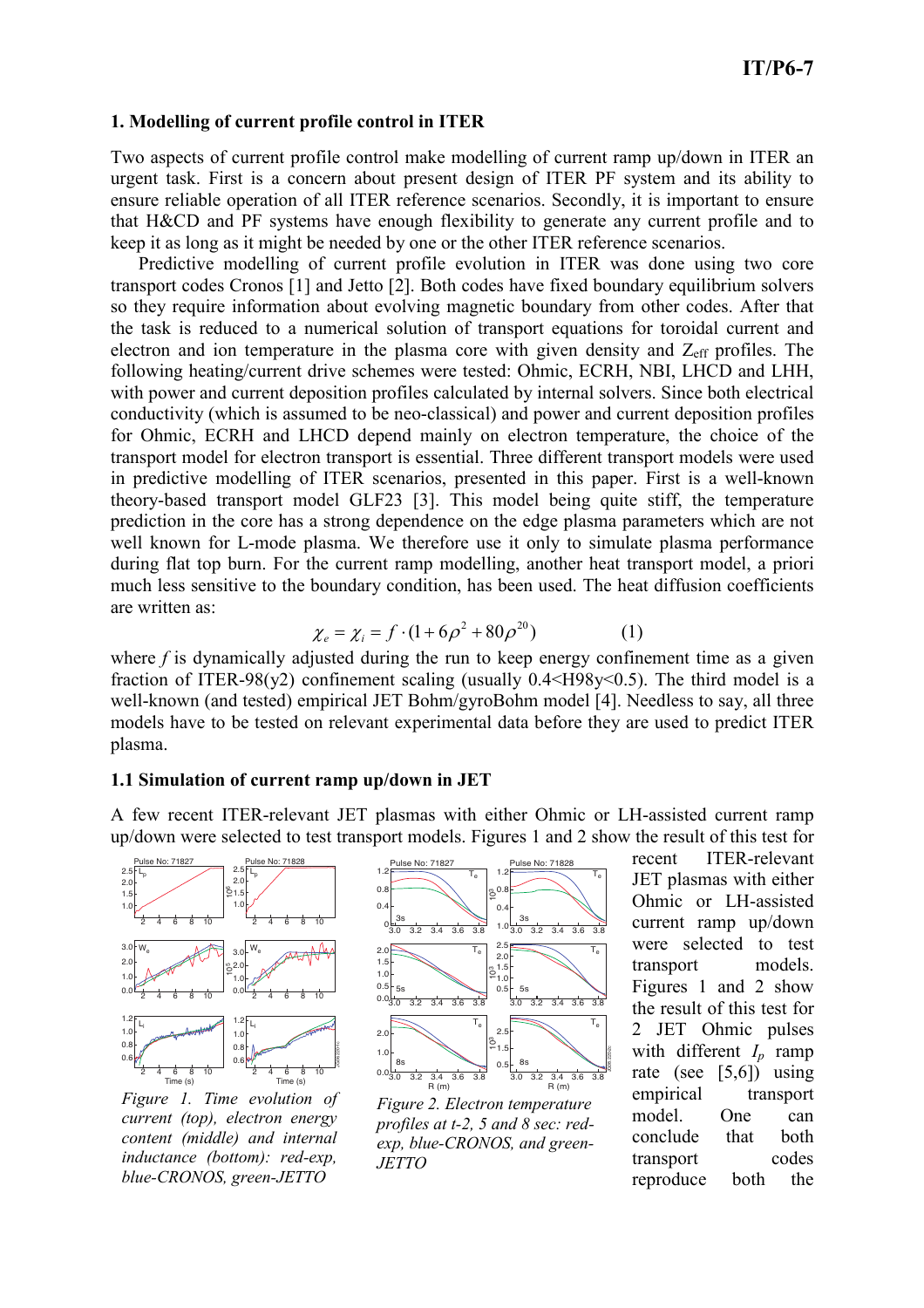## 1. Modelling of current profile control in ITER

Two aspects of current profile control make modelling of current ramp up/down in ITER an urgent task. First is a concern about present design of ITER PF system and its ability to ensure reliable operation of all ITER reference scenarios. Secondly, it is important to ensure that H&CD and PF systems have enough flexibility to generate any current profile and to keep it as long as it might be needed by one or the other ITER reference scenarios.

Predictive modelling of current profile evolution in ITER was done using two core transport codes Cronos [1] and Jetto [2]. Both codes have fixed boundary equilibrium solvers so they require information about evolving magnetic boundary from other codes. After that the task is reduced to a numerical solution of transport equations for toroidal current and electron and ion temperature in the plasma core with given density and $Z_{eff}$ profiles. The following heating/current drive schemes were tested: Ohmic, ECRH, NBI, LHCD and LHH, with power and current deposition profiles calculated by internal solvers. Since both electrical conductivity (which is assumed to be neo-classical) and power and current deposition profiles for Ohmic, ECRH and LHCD depend mainly on electron temperature, the choice of the transport model for electron transport is essential. Three different transport models were used in predictive modelling of ITER scenarios, presented in this paper. First is a well-known theory-based transport model GLF23 [3]. This model being quite stiff, the temperature prediction in the core has a strong dependence on the edge plasma parameters which are not well known for L-mode plasma. We therefore use it only to simulate plasma performance during flat top burn. For the current ramp modelling, another heat transport model, a priori much less sensitive to the boundary condition, has been used. The heat diffusion coefficients are written as:

$$\chi_e = \chi_i = f \cdot (1 + 6\rho^2 + 80\rho^{20}) \qquad (1)$$

where $f$ is dynamically adjusted during the run to keep energy confinement time as a given fraction of ITER-98(y2) confinement scaling (usually $0.4<\text{H98y}<0.5$). The third model is a well-known (and tested) empirical JET Bohm/gyroBohm model [4]. Needless to say, all three models have to be tested on relevant experimental data before they are used to predict ITER plasma.

### 1.1 Simulation of current ramp up/down in JET

A few recent ITER-relevant JET plasmas with either Ohmic or LH-assisted current ramp up/down were selected to test transport models. Figures 1 and 2 show the result of this test for recent ITER-relevant JET plasmas with either Ohmic or LH-assisted current ramp up/down were selected to test transport models. Figures 1 and 2 show the result of this test for 2 JET Ohmic pulses with different $I_p$ ramp rate (see [5,6]) using empirical transport model. One can conclude that both transport codes reproduce both the

Pulse No: 71827
Pulse No: 71828
$I_p$
$W_e$
$L_i$
$10^6$
$10^5$
Time (s)

*Figure 1. Time evolution of current (top), electron energy content (middle) and internal inductance (bottom): red-exp, blue-CRONOS, green-JETTO*

Pulse No: 71827
Pulse No: 71828
$T_e$
3s
5s
8s
$10^3$
R (m)

*Figure 2. Electron temperature profiles at t-2, 5 and 8 sec: red-exp, blue-CRONOS, and green-JETTO*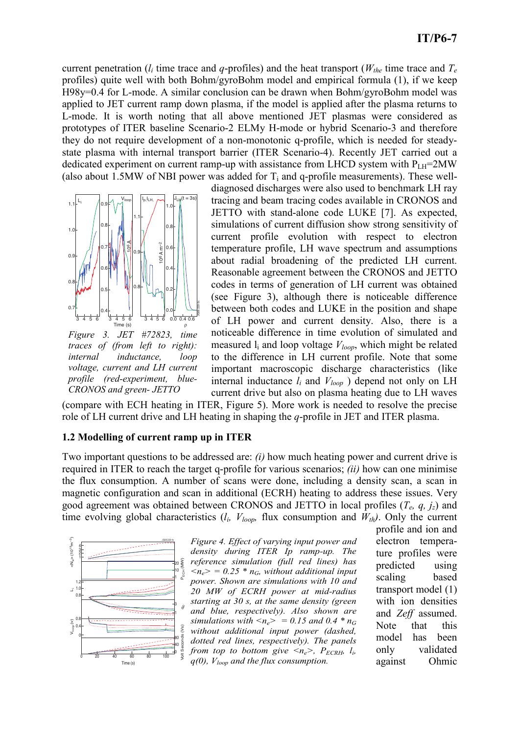current penetration ($l_i$ time trace and $q$-profiles) and the heat transport ($W_{the}$ time trace and $T_e$ profiles) quite well with both Bohm/gyroBohm model and empirical formula (1), if we keep H98y=0.4 for L-mode. A similar conclusion can be drawn when Bohm/gyroBohm model was applied to JET current ramp down plasma, if the model is applied after the plasma returns to L-mode. It is worth noting that all above mentioned JET plasmas were considered as prototypes of ITER baseline Scenario-2 ELMy H-mode or hybrid Scenario-3 and therefore they do not require development of a non-monotonic q-profile, which is needed for steady-state plasma with internal transport barrier (ITER Scenario-4). Recently JET carried out a dedicated experiment on current ramp-up with assistance from LHCD system with $P_{LH}$=2MW (also about 1.5MW of NBI power was added for $T_i$ and q-profile measurements). These well-diagnosed discharges were also used to benchmark LH ray tracing and beam tracing codes available in CRONOS and JETTO with stand-alone code LUKE [7]. As expected, simulations of current diffusion show strong sensitivity of current profile evolution with respect to electron temperature profile, LH wave spectrum and assumptions about radial broadening of the predicted LH current. Reasonable agreement between the CRONOS and JETTO codes in terms of generation of LH current was obtained (see Figure 3), although there is noticeable difference between both codes and LUKE in the position and shape of LH power and current density. Also, there is a noticeable difference in time evolution of simulated and measured $l_i$ and loop voltage $V_{loop}$, which might be related to the difference in LH current profile. Note that some important macroscopic discharge characteristics (like internal inductance $l_i$ and $V_{loop}$ ) depend not only on LH current drive but also on plasma heating due to LH waves (compare with ECH heating in ITER, Figure 5). More work is needed to resolve the precise role of LH current drive and LH heating in shaping the $q$-profile in JET and ITER plasma.

L$_i$
V$_{loop}$
I$_p$,I$_{LH}$
J$_{LH}$(t = 3s)
1.1
1.0
0.9
0.8
0.7
0.9
0.8
0.7
0.6
0.5
0.4
10$^6$ A
1.1
0.9
0.8
10$^6$ A m$^{-2}$
1.0
0.8
0.6
0.4
0.2
0.0
3 4 5 6
3 4 5 6
Time (s)
3 4 5 6
0.0 0.4 0.6
ρ

*Figure 3. JET #72823, time traces of (from left to right): internal inductance, loop voltage, current and LH current profile (red-experiment, blue-CRONOS and green- JETTO*

### 1.2 Modelling of current ramp up in ITER

Two important questions to be addressed are: *(i)* how much heating power and current drive is required in ITER to reach the target q-profile for various scenarios; *(ii)* how can one minimise the flux consumption. A number of scans were done, including a density scan, a scan in magnetic configuration and scan in additional (ECRH) heating to address these issues. Very good agreement was obtained between CRONOS and JETTO in local profiles ($T_e$, $q$, $j_z$) and time evolving global characteristics ($l_i$, $V_{loop}$, flux consumption and $W_{th}$). Only the current profile and ion and electron temperature profiles were predicted using scaling based transport model (1) with ion densities and *Zeff* assumed. Note that this model has been only validated against Ohmic

<n$_e$> (10$^{19}$m$^{-3}$)
4
3
2
1
20
10
1
P$_{ECH}$ (MW)
L$_i$
1.2
1.0
0.8
3
2
1
q$_0$
V$_{loop}$ (V)
0.8
0.4
0
80
40
0
Volt Seconds (Vs)
0 20 40 60 80 100
Time (s)

*Figure 4. Effect of varying input power and density during ITER Ip ramp-up. The reference simulation (full red lines) has <$n_e$> = 0.25 * $n_G$, without additional input power. Shown are simulations with 10 and 20 MW of ECRH power at mid-radius starting at 30 s, at the same density (green and blue, respectively). Also shown are simulations with <$n_e$> = 0.15 and 0.4 * $n_G$ without additional input power (dashed, dotted red lines, respectively). The panels from top to bottom give <$n_e$>, $P_{ECRH}$, $l_i$, q(0), $V_{loop}$ and the flux consumption.*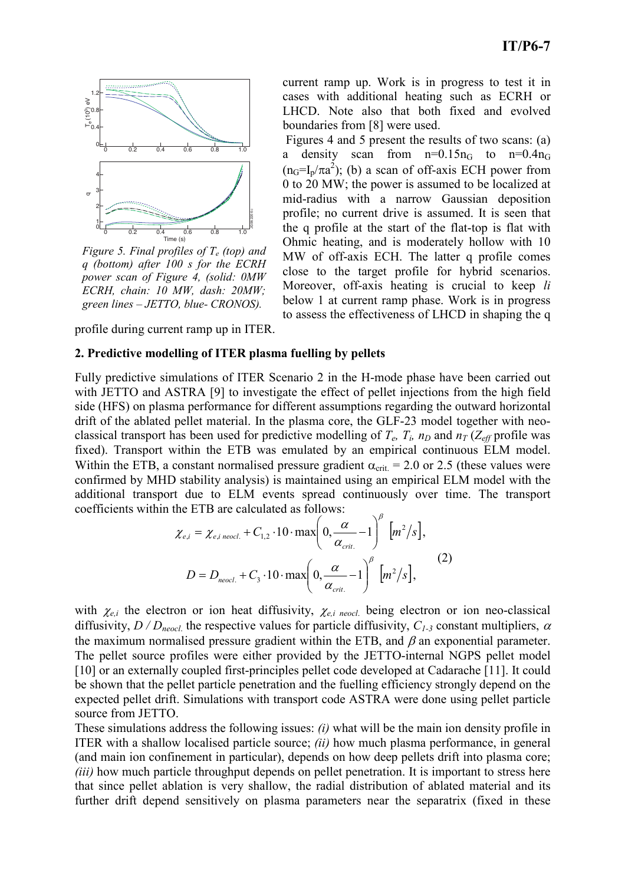T$_e$ (10$^4$) eV

1.2

0.8

0.4

0

0 0.2 0.4 0.6 0.8 1.0

q

4

3

2

1

0

0 0.2 0.4 0.6 0.8 1.0

Time (s)

*Figure 5. Final profiles of $T_e$ (top) and q (bottom) after 100 s for the ECRH power scan of Figure 4, (solid: 0MW ECRH, chain: 10 MW, dash: 20MW; green lines – JETTO, blue- CRONOS).*

current ramp up. Work is in progress to test it in cases with additional heating such as ECRH or LHCD. Note also that both fixed and evolved boundaries from [8] were used.

Figures 4 and 5 present the results of two scans: (a) a density scan from $n=0.15n_G$ to $n=0.4n_G$ ($n_G=I_p/\pi a^2$); (b) a scan of off-axis ECH power from 0 to 20 MW; the power is assumed to be localized at mid-radius with a narrow Gaussian deposition profile; no current drive is assumed. It is seen that the q profile at the start of the flat-top is flat with Ohmic heating, and is moderately hollow with 10 MW of off-axis ECH. The latter q profile comes close to the target profile for hybrid scenarios. Moreover, off-axis heating is crucial to keep *li* below 1 at current ramp phase. Work is in progress to assess the effectiveness of LHCD in shaping the q profile during current ramp up in ITER.

**2. Predictive modelling of ITER plasma fuelling by pellets**

Fully predictive simulations of ITER Scenario 2 in the H-mode phase have been carried out with JETTO and ASTRA [9] to investigate the effect of pellet injections from the high field side (HFS) on plasma performance for different assumptions regarding the outward horizontal drift of the ablated pellet material. In the plasma core, the GLF-23 model together with neo-classical transport has been used for predictive modelling of $T_e$, $T_i$, $n_D$ and $n_T$ ($Z_{eff}$ profile was fixed). Transport within the ETB was emulated by an empirical continuous ELM model. Within the ETB, a constant normalised pressure gradient $\alpha_{crit.} = 2.0$ or $2.5$ (these values were confirmed by MHD stability analysis) is maintained using an empirical ELM model with the additional transport due to ELM events spread continuously over time. The transport coefficients within the ETB are calculated as follows:

$$\chi_{e,i} = \chi_{e,i\,neocl.} + C_{1,2}\cdot 10\cdot \max\left(0, \frac{\alpha}{\alpha_{crit.}} - 1\right)^{\beta} \left[m^2/s\right],$$
$$D = D_{neocl.} + C_3\cdot 10\cdot \max\left(0, \frac{\alpha}{\alpha_{crit.}} - 1\right)^{\beta} \left[m^2/s\right], \qquad (2)$$

with $\chi_{e,i}$ the electron or ion heat diffusivity, $\chi_{e,i\,neocl.}$ being electron or ion neo-classical diffusivity, $D$ / $D_{neocl.}$ the respective values for particle diffusivity, $C_{1\text{-}3}$ constant multipliers, $\alpha$ the maximum normalised pressure gradient within the ETB, and $\beta$ an exponential parameter. The pellet source profiles were either provided by the JETTO-internal NGPS pellet model [10] or an externally coupled first-principles pellet code developed at Cadarache [11]. It could be shown that the pellet particle penetration and the fuelling efficiency strongly depend on the expected pellet drift. Simulations with transport code ASTRA were done using pellet particle source from JETTO.

These simulations address the following issues: *(i)* what will be the main ion density profile in ITER with a shallow localised particle source; *(ii)* how much plasma performance, in general (and main ion confinement in particular), depends on how deep pellets drift into plasma core; *(iii)* how much particle throughput depends on pellet penetration. It is important to stress here that since pellet ablation is very shallow, the radial distribution of ablated material and its further drift depend sensitively on plasma parameters near the separatrix (fixed in these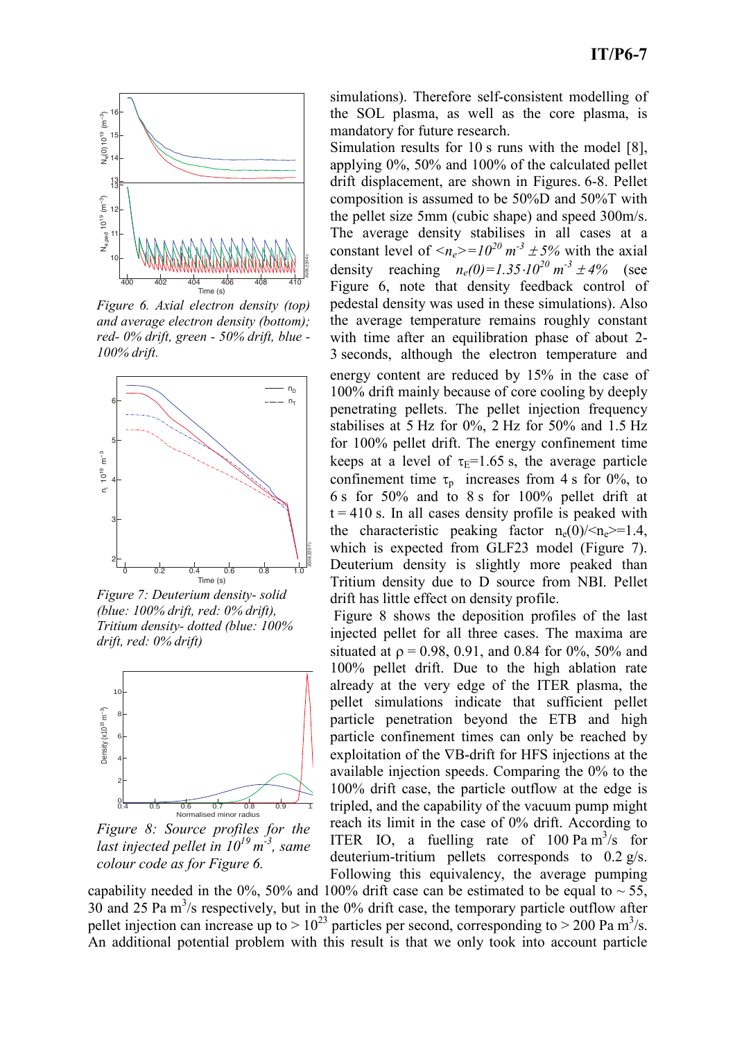$N_e(0)\ 10^{19}\ (m^{-3})$
16
15
14
13
13
12
11
10
$N_{e,avg}\ 10^{19}\ (m^{-3})$
400
402
404
406
408
410
Time (s)
JG08.230-6c

*Figure 6. Axial electron density (top) and average electron density (bottom); red- 0% drift, green - 50% drift, blue - 100% drift.*

$n_D$
$n_T$
$n_i\ 10^{19}\ m^{-3}$
6
5
4
3
2
0
0.2
0.4
0.6
0.8
1.0
Time (s)
JG08.230-7c

*Figure 7: Deuterium density- solid (blue: 100% drift, red: 0% drift), Tritium density- dotted (blue: 100% drift, red: 0% drift)*

Density $(x10^{19}\ m^{-3})$
10
8
6
4
2
0
0.4
0.5
0.6
0.7
0.8
0.9
1
Normalised minor radius

*Figure 8: Source profiles for the last injected pellet in $10^{19}\ m^{-3}$, same colour code as for Figure 6.*

simulations). Therefore self-consistent modelling of the SOL plasma, as well as the core plasma, is mandatory for future research.

Simulation results for 10 s runs with the model [8], applying 0%, 50% and 100% of the calculated pellet drift displacement, are shown in Figures. 6-8. Pellet composition is assumed to be 50%D and 50%T with the pellet size 5mm (cubic shape) and speed 300m/s. The average density stabilises in all cases at a constant level of $<n_e>=10^{20}\ m^{-3} \pm 5\%$ with the axial density reaching $n_e(0)=1.35\cdot10^{20}\ m^{-3} \pm 4\%$ (see Figure 6, note that density feedback control of pedestal density was used in these simulations). Also the average temperature remains roughly constant with time after an equilibration phase of about 2-3 seconds, although the electron temperature and energy content are reduced by 15% in the case of 100% drift mainly because of core cooling by deeply penetrating pellets. The pellet injection frequency stabilises at 5 Hz for 0%, 2 Hz for 50% and 1.5 Hz for 100% pellet drift. The energy confinement time keeps at a level of $\tau_E$=1.65 s, the average particle confinement time $\tau_p$ increases from 4 s for 0%, to 6 s for 50% and to 8 s for 100% pellet drift at t = 410 s. In all cases density profile is peaked with the characteristic peaking factor $n_e(0)/<n_e>$=1.4, which is expected from GLF23 model (Figure 7). Deuterium density is slightly more peaked than Tritium density due to D source from NBI. Pellet drift has little effect on density profile.

Figure 8 shows the deposition profiles of the last injected pellet for all three cases. The maxima are situated at $\rho$ = 0.98, 0.91, and 0.84 for 0%, 50% and 100% pellet drift. Due to the high ablation rate already at the very edge of the ITER plasma, the pellet simulations indicate that sufficient pellet particle penetration beyond the ETB and high particle confinement times can only be reached by exploitation of the $\nabla$B-drift for HFS injections at the available injection speeds. Comparing the 0% to the 100% drift case, the particle outflow at the edge is tripled, and the capability of the vacuum pump might reach its limit in the case of 0% drift. According to ITER IO, a fuelling rate of 100 Pa $m^3$/s for deuterium-tritium pellets corresponds to 0.2 g/s. Following this equivalency, the average pumping capability needed in the 0%, 50% and 100% drift case can be estimated to be equal to ~ 55, 30 and 25 Pa $m^3$/s respectively, but in the 0% drift case, the temporary particle outflow after pellet injection can increase up to > $10^{23}$ particles per second, corresponding to > 200 Pa $m^3$/s. An additional potential problem with this result is that we only took into account particle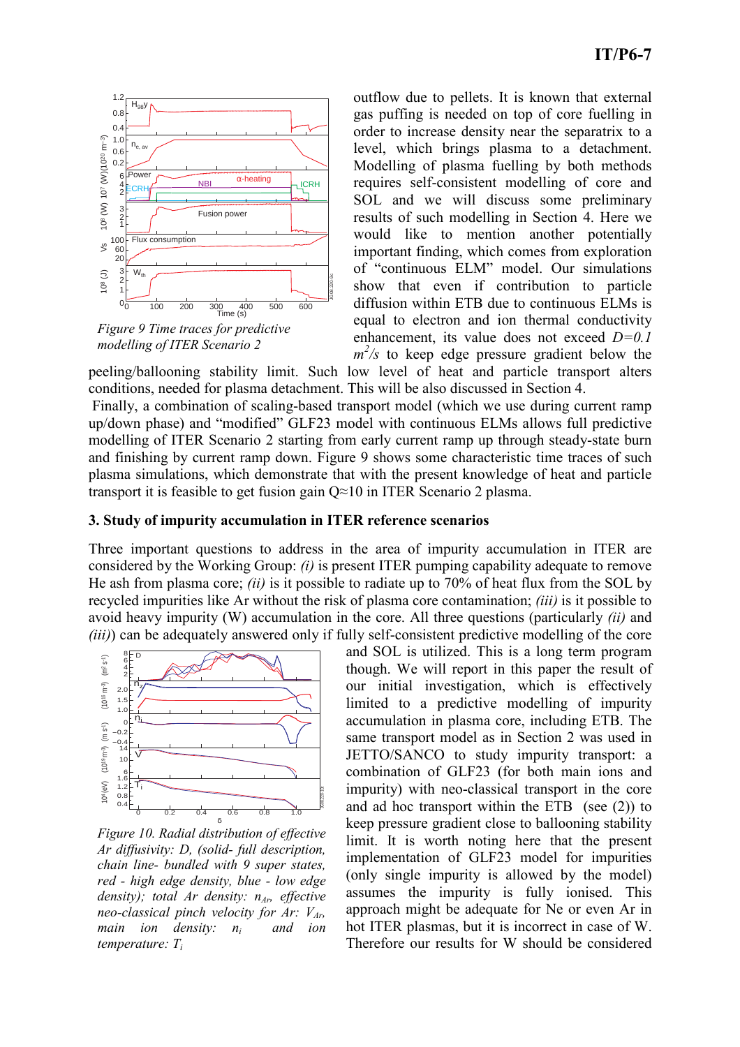1.2
$H_{98}y$
0.8
0.4
1.0
$n_{e, av}$
0.6
0.2
Power
6
4
2
ECRH
NBI
α-heating
ICRH
3
2
1
Fusion power
100
60
20
Flux consumption
3
2
1
0
$W_{th}$
0
100
200
300
400
500
600
Time (s)
$10^{20}$ m$^{-3}$
$10^7$ (W)
$10^8$ (W)
Vs
$10^8$ (J)

*Figure 9 Time traces for predictive modelling of ITER Scenario 2*

outflow due to pellets. It is known that external gas puffing is needed on top of core fuelling in order to increase density near the separatrix to a level, which brings plasma to a detachment. Modelling of plasma fuelling by both methods requires self-consistent modelling of core and SOL and we will discuss some preliminary results of such modelling in Section 4. Here we would like to mention another potentially important finding, which comes from exploration of "continuous ELM" model. Our simulations show that even if contribution to particle diffusion within ETB due to continuous ELMs is equal to electron and ion thermal conductivity enhancement, its value does not exceed $D=0.1$ $m^2/s$ to keep edge pressure gradient below the peeling/ballooning stability limit. Such low level of heat and particle transport alters conditions, needed for plasma detachment. This will be also discussed in Section 4.

Finally, a combination of scaling-based transport model (which we use during current ramp up/down phase) and "modified" GLF23 model with continuous ELMs allows full predictive modelling of ITER Scenario 2 starting from early current ramp up through steady-state burn and finishing by current ramp down. Figure 9 shows some characteristic time traces of such plasma simulations, which demonstrate that with the present knowledge of heat and particle transport it is feasible to get fusion gain Q≈10 in ITER Scenario 2 plasma.

### 3. Study of impurity accumulation in ITER reference scenarios

Three important questions to address in the area of impurity accumulation in ITER are considered by the Working Group: *(i)* is present ITER pumping capability adequate to remove He ash from plasma core; *(ii)* is it possible to radiate up to 70% of heat flux from the SOL by recycled impurities like Ar without the risk of plasma core contamination; *(iii)* is it possible to avoid heavy impurity (W) accumulation in the core. All three questions (particularly *(ii)* and *(iii)*) can be adequately answered only if fully self-consistent predictive modelling of the core and SOL is utilized. This is a long term program though. We will report in this paper the result of our initial investigation, which is effectively limited to a predictive modelling of impurity accumulation in plasma core, including ETB. The same transport model as in Section 2 was used in JETTO/SANCO to study impurity transport: a combination of GLF23 (for both main ions and impurity) with neo-classical transport in the core and ad hoc transport within the ETB (see (2)) to keep pressure gradient close to ballooning stability limit. It is worth noting here that the present implementation of GLF23 model for impurities (only single impurity is allowed by the model) assumes the impurity is fully ionised. This approach might be adequate for Ne or even Ar in hot ITER plasmas, but it is incorrect in case of W. Therefore our results for W should be considered

8
6
4
2
D
$n_Z$
2.0
1.5
1.0
$n_i$
0
−0.2
−0.4
14
10
6
V
1.6
1.2
0.8
0.4
$T_i$
0
0.2
0.4
0.6
0.8
1.0
δ
(m$^2$ s$^{-1}$)
($10^{16}$ m$^{-3}$)
(m s$^{-1}$)
($10^{19}$ m$^{-3}$)
$10^4$(eV)

*Figure 10. Radial distribution of effective Ar diffusivity: D, (solid- full description, chain line- bundled with 9 super states, red - high edge density, blue - low edge density); total Ar density: $n_{Ar}$, effective neo-classical pinch velocity for Ar: $V_{Ar}$, main ion density: $n_i$ and ion temperature: $T_i$*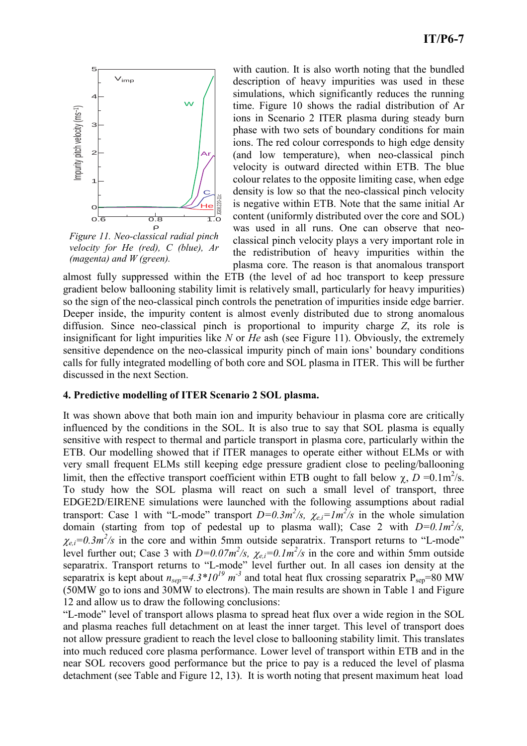Vimp

W

Ar

C

He

Impurity pitch velocity (ms$^{-1}$)

5

4

3

2

1

0

0.6

0.8

1.0

ρ

JG08.220-11c

*Figure 11. Neo-classical radial pinch velocity for He (red), C (blue), Ar (magenta) and W (green).*

with caution. It is also worth noting that the bundled description of heavy impurities was used in these simulations, which significantly reduces the running time. Figure 10 shows the radial distribution of Ar ions in Scenario 2 ITER plasma during steady burn phase with two sets of boundary conditions for main ions. The red colour corresponds to high edge density (and low temperature), when neo-classical pinch velocity is outward directed within ETB. The blue colour relates to the opposite limiting case, when edge density is low so that the neo-classical pinch velocity is negative within ETB. Note that the same initial Ar content (uniformly distributed over the core and SOL) was used in all runs. One can observe that neo-classical pinch velocity plays a very important role in the redistribution of heavy impurities within the plasma core. The reason is that anomalous transport almost fully suppressed within the ETB (the level of ad hoc transport to keep pressure gradient below ballooning stability limit is relatively small, particularly for heavy impurities) so the sign of the neo-classical pinch controls the penetration of impurities inside edge barrier. Deeper inside, the impurity content is almost evenly distributed due to strong anomalous diffusion. Since neo-classical pinch is proportional to impurity charge *Z*, its role is insignificant for light impurities like *N* or *He* ash (see Figure 11). Obviously, the extremely sensitive dependence on the neo-classical impurity pinch of main ions' boundary conditions calls for fully integrated modelling of both core and SOL plasma in ITER. This will be further discussed in the next Section.

**4. Predictive modelling of ITER Scenario 2 SOL plasma.**

It was shown above that both main ion and impurity behaviour in plasma core are critically influenced by the conditions in the SOL. It is also true to say that SOL plasma is equally sensitive with respect to thermal and particle transport in plasma core, particularly within the ETB. Our modelling showed that if ITER manages to operate either without ELMs or with very small frequent ELMs still keeping edge pressure gradient close to peeling/ballooning limit, then the effective transport coefficient within ETB ought to fall below $\chi$, $D = 0.1m^2/s$. To study how the SOL plasma will react on such a small level of transport, three EDGE2D/EIRENE simulations were launched with the following assumptions about radial transport: Case 1 with "L-mode" transport $D=0.3m^2/s$, $\chi_{e,i}=1m^2/s$ in the whole simulation domain (starting from top of pedestal up to plasma wall); Case 2 with $D=0.1m^2/s$, $\chi_{e,i}=0.3m^2/s$ in the core and within 5mm outside separatrix. Transport returns to "L-mode" level further out; Case 3 with $D=0.07m^2/s$, $\chi_{e,i}=0.1m^2/s$ in the core and within 5mm outside separatrix. Transport returns to "L-mode" level further out. In all cases ion density at the separatrix is kept about $n_{sep}=4.3*10^{19}$ $m^{-3}$ and total heat flux crossing separatrix $P_{sep}$=80 MW (50MW go to ions and 30MW to electrons). The main results are shown in Table 1 and Figure 12 and allow us to draw the following conclusions:

"L-mode" level of transport allows plasma to spread heat flux over a wide region in the SOL and plasma reaches full detachment on at least the inner target. This level of transport does not allow pressure gradient to reach the level close to ballooning stability limit. This translates into much reduced core plasma performance. Lower level of transport within ETB and in the near SOL recovers good performance but the price to pay is a reduced the level of plasma detachment (see Table and Figure 12, 13). It is worth noting that present maximum heat load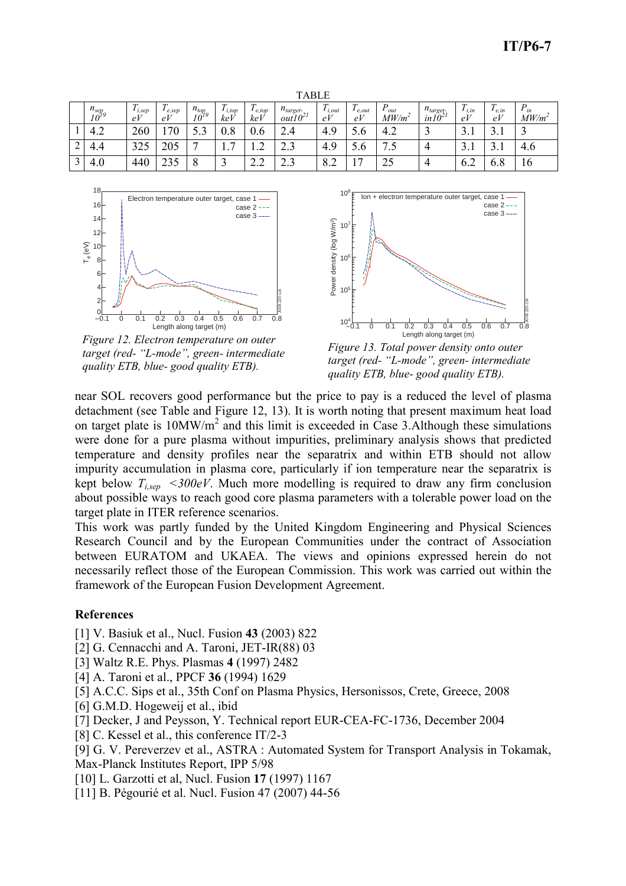TABLE

| | $n_{sep}$ $10^{19}$ | $T_{i,sep}$ $eV$ | $T_{e,sep}$ $eV$ | $n_{top}$ $10^{19}$ | $T_{i,top}$ $keV$ | $T_{e,top}$ $keV$ | $n_{target-out}$ $10^{21}$ | $T_{i,out}$ $eV$ | $T_{e,out}$ $eV$ | $P_{out}$ $MW/m^2$ | $n_{target-in}$ $10^{21}$ | $T_{i,in}$ $eV$ | $T_{e,in}$ $eV$ | $P_{in}$ $MW/m^2$ |
|---|---|---|---|---|---|---|---|---|---|---|---|---|---|---|
| 1 | 4.2 | 260 | 170 | 5.3 | 0.8 | 0.6 | 2.4 | 4.9 | 5.6 | 4.2 | 3 | 3.1 | 3.1 | 3 |
| 2 | 4.4 | 325 | 205 | 7 | 1.7 | 1.2 | 2.3 | 4.9 | 5.6 | 7.5 | 4 | 3.1 | 3.1 | 4.6 |
| 3 | 4.0 | 440 | 235 | 8 | 3 | 2.2 | 2.3 | 8.2 | 17 | 25 | 4 | 6.2 | 6.8 | 16 |

Electron temperature outer target, case 1
case 2
case 3
$T_e$ (eV)
Length along target (m)
JG08.220-13c

*Figure 12. Electron temperature on outer target (red- "L-mode", green- intermediate quality ETB, blue- good quality ETB).*

Ion + electron temperature outer target, case 1
case 2
case 3
Power density (log W/m²)
Length along target (m)
JG08.220-13c

*Figure 13. Total power density onto outer target (red- "L-mode", green- intermediate quality ETB, blue- good quality ETB).*

near SOL recovers good performance but the price to pay is a reduced the level of plasma detachment (see Table and Figure 12, 13). It is worth noting that present maximum heat load on target plate is $10MW/m^2$ and this limit is exceeded in Case 3.Although these simulations were done for a pure plasma without impurities, preliminary analysis shows that predicted temperature and density profiles near the separatrix and within ETB should not allow impurity accumulation in plasma core, particularly if ion temperature near the separatrix is kept below $T_{i,sep} < 300eV$. Much more modelling is required to draw any firm conclusion about possible ways to reach good core plasma parameters with a tolerable power load on the target plate in ITER reference scenarios.

This work was partly funded by the United Kingdom Engineering and Physical Sciences Research Council and by the European Communities under the contract of Association between EURATOM and UKAEA. The views and opinions expressed herein do not necessarily reflect those of the European Commission. This work was carried out within the framework of the European Fusion Development Agreement.

## References

[1] V. Basiuk et al., Nucl. Fusion **43** (2003) 822
[2] G. Cennacchi and A. Taroni, JET-IR(88) 03
[3] Waltz R.E. Phys. Plasmas **4** (1997) 2482
[4] A. Taroni et al., PPCF **36** (1994) 1629
[5] A.C.C. Sips et al., 35th Conf on Plasma Physics, Hersonissos, Crete, Greece, 2008
[6] G.M.D. Hogeweij et al., ibid
[7] Decker, J and Peysson, Y. Technical report EUR-CEA-FC-1736, December 2004
[8] C. Kessel et al., this conference IT/2-3
[9] G. V. Pereverzev et al., ASTRA : Automated System for Transport Analysis in Tokamak, Max-Planck Institutes Report, IPP 5/98
[10] L. Garzotti et al, Nucl. Fusion **17** (1997) 1167
[11] B. Pégourié et al. Nucl. Fusion 47 (2007) 44-56